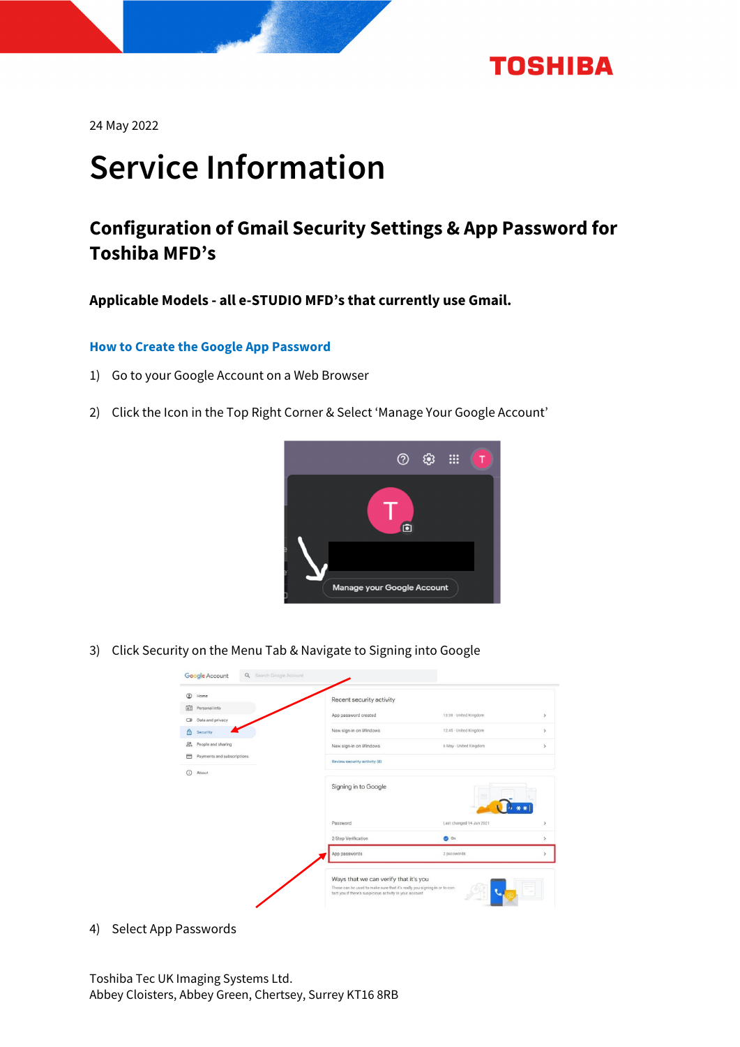24 May 2022

# Service Information

## Configuration of Gmail Security Settings & App Password for Toshiba MFD's

**Applicable Models - all e-STUDIO MFD's that currently use Gmail.**

### How to Create the Google App Password

1) Go to your Google Account on a Web Browser

2) Click the Icon in the Top Right Corner & Select 'Manage Your Google Account'

3) Click Security on the Menu Tab & Navigate to Signing into Google

4) Select App Passwords

Toshiba Tec UK Imaging Systems Ltd.
Abbey Cloisters, Abbey Green, Chertsey, Surrey KT16 8RB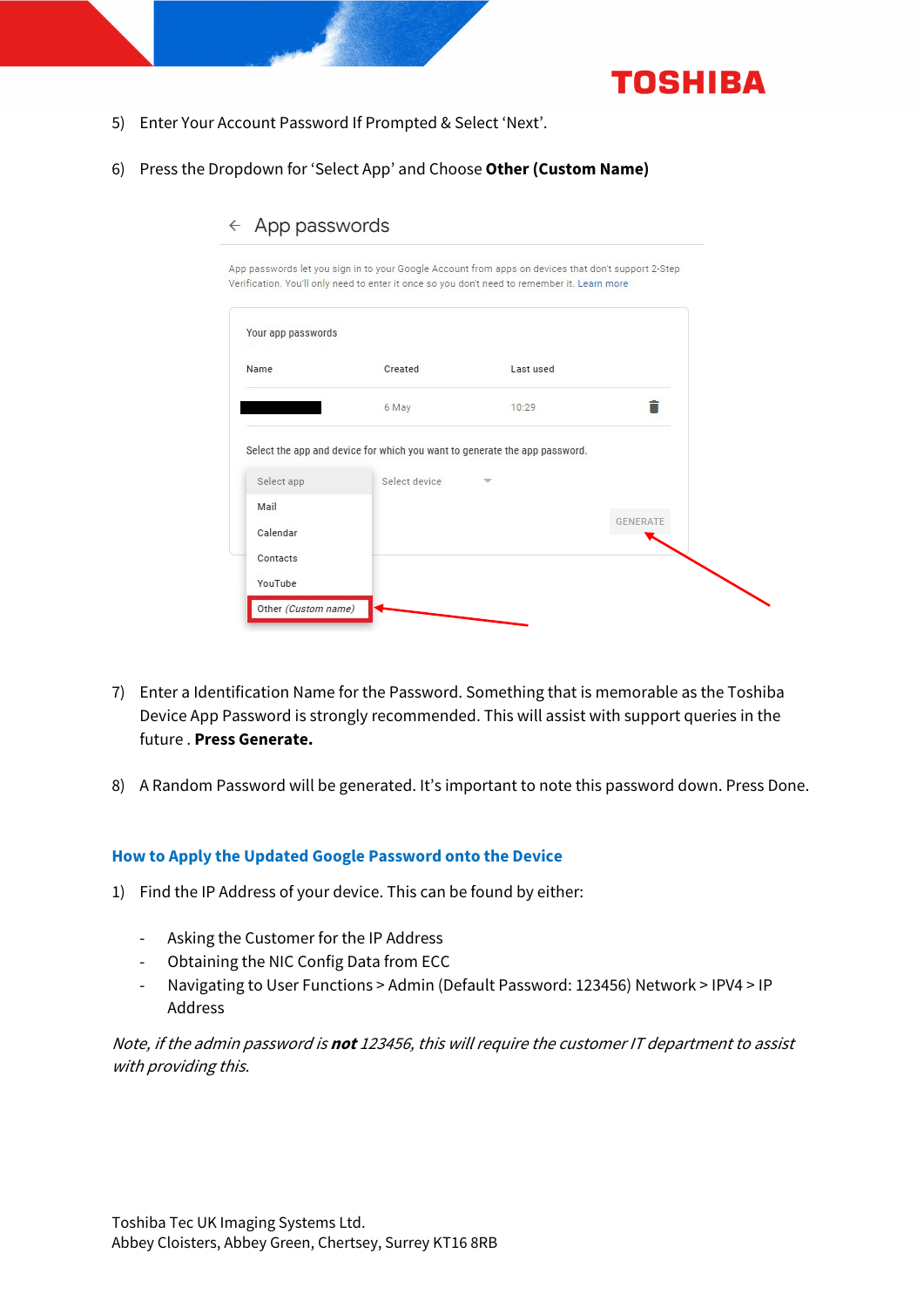5) Enter Your Account Password If Prompted & Select 'Next'.

6) Press the Dropdown for 'Select App' and Choose **Other (Custom Name)**

7) Enter a Identification Name for the Password. Something that is memorable as the Toshiba Device App Password is strongly recommended. This will assist with support queries in the future . **Press Generate.**

8) A Random Password will be generated. It's important to note this password down. Press Done.

## How to Apply the Updated Google Password onto the Device

1) Find the IP Address of your device. This can be found by either:

- Asking the Customer for the IP Address
- Obtaining the NIC Config Data from ECC
- Navigating to User Functions > Admin (Default Password: 123456) Network > IPV4 > IP Address

*Note, if the admin password is **not** 123456, this will require the customer IT department to assist with providing this.*

Toshiba Tec UK Imaging Systems Ltd.
Abbey Cloisters, Abbey Green, Chertsey, Surrey KT16 8RB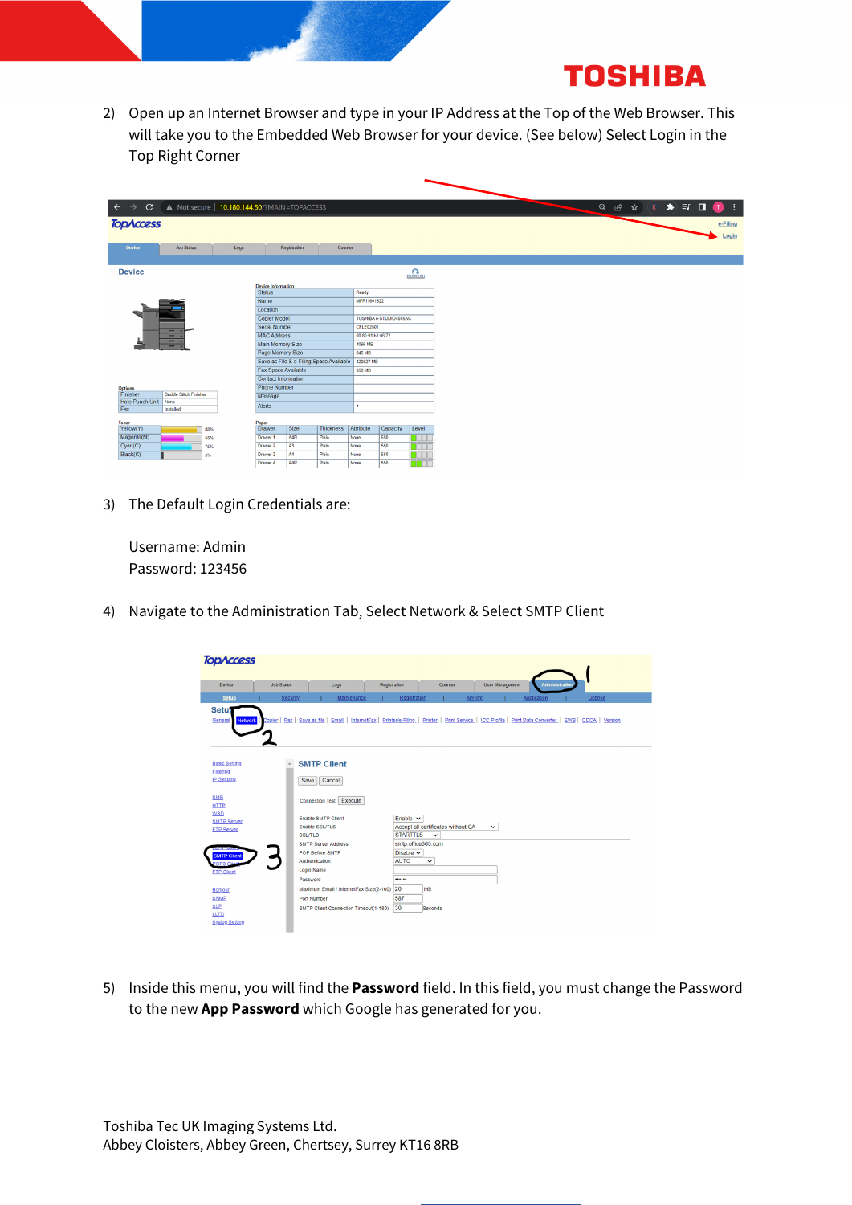2) Open up an Internet Browser and type in your IP Address at the Top of the Web Browser. This will take you to the Embedded Web Browser for your device. (See below) Select Login in the Top Right Corner

3) The Default Login Credentials are:

   Username: Admin
   Password: 123456

4) Navigate to the Administration Tab, Select Network & Select SMTP Client

5) Inside this menu, you will find the **Password** field. In this field, you must change the Password to the new **App Password** which Google has generated for you.

Toshiba Tec UK Imaging Systems Ltd.
Abbey Cloisters, Abbey Green, Chertsey, Surrey KT16 8RB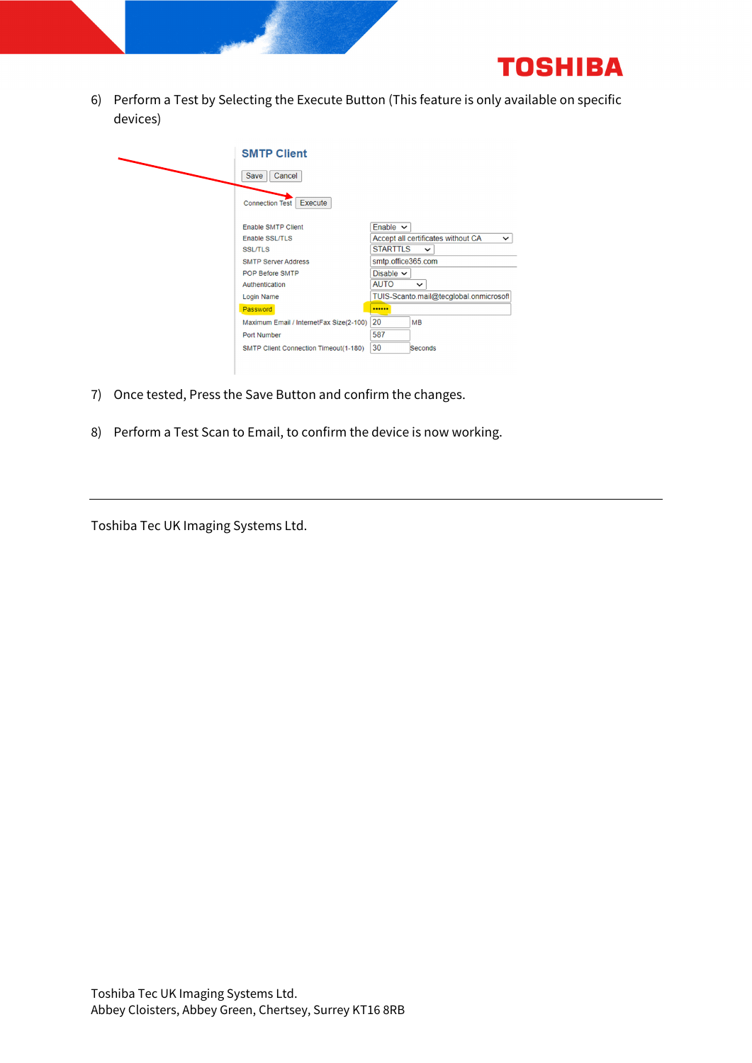6) Perform a Test by Selecting the Execute Button (This feature is only available on specific devices)

**SMTP Client**

Save Cancel

Connection Test Execute

| | |
|---|---|
| Enable SMTP Client | Enable |
| Enable SSL/TLS | Accept all certificates without CA |
| SSL/TLS | STARTTLS |
| SMTP Server Address | smtp.office365.com |
| POP Before SMTP | Disable |
| Authentication | AUTO |
| Login Name | TUIS-Scanto.mail@tecglobal.onmicrosoft |
| Password | •••••• |
| Maximum Email / InternetFax Size(2-100) | 20 MB |
| Port Number | 587 |
| SMTP Client Connection Timeout(1-180) | 30 Seconds |

7) Once tested, Press the Save Button and confirm the changes.

8) Perform a Test Scan to Email, to confirm the device is now working.

---

Toshiba Tec UK Imaging Systems Ltd.